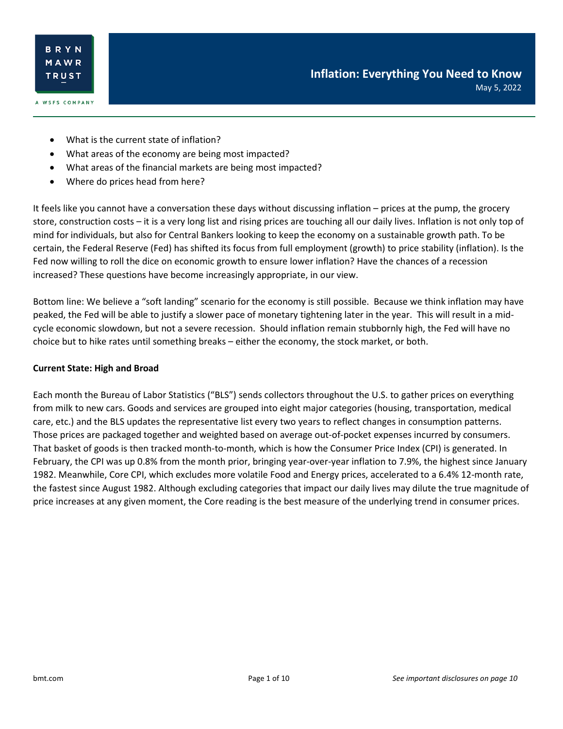BRYN MAWR TRUST

A WSFS COMPANY

# Inflation: Everything You Need to Know

May 5, 2022

- What is the current state of inflation?
- What areas of the economy are being most impacted?
- What areas of the financial markets are being most impacted?
- Where do prices head from here?

It feels like you cannot have a conversation these days without discussing inflation – prices at the pump, the grocery store, construction costs – it is a very long list and rising prices are touching all our daily lives. Inflation is not only top of mind for individuals, but also for Central Bankers looking to keep the economy on a sustainable growth path. To be certain, the Federal Reserve (Fed) has shifted its focus from full employment (growth) to price stability (inflation). Is the Fed now willing to roll the dice on economic growth to ensure lower inflation? Have the chances of a recession increased? These questions have become increasingly appropriate, in our view.

Bottom line: We believe a "soft landing" scenario for the economy is still possible. Because we think inflation may have peaked, the Fed will be able to justify a slower pace of monetary tightening later in the year. This will result in a mid-cycle economic slowdown, but not a severe recession. Should inflation remain stubbornly high, the Fed will have no choice but to hike rates until something breaks – either the economy, the stock market, or both.

**Current State: High and Broad**

Each month the Bureau of Labor Statistics ("BLS") sends collectors throughout the U.S. to gather prices on everything from milk to new cars. Goods and services are grouped into eight major categories (housing, transportation, medical care, etc.) and the BLS updates the representative list every two years to reflect changes in consumption patterns. Those prices are packaged together and weighted based on average out-of-pocket expenses incurred by consumers. That basket of goods is then tracked month-to-month, which is how the Consumer Price Index (CPI) is generated. In February, the CPI was up 0.8% from the month prior, bringing year-over-year inflation to 7.9%, the highest since January 1982. Meanwhile, Core CPI, which excludes more volatile Food and Energy prices, accelerated to a 6.4% 12-month rate, the fastest since August 1982. Although excluding categories that impact our daily lives may dilute the true magnitude of price increases at any given moment, the Core reading is the best measure of the underlying trend in consumer prices.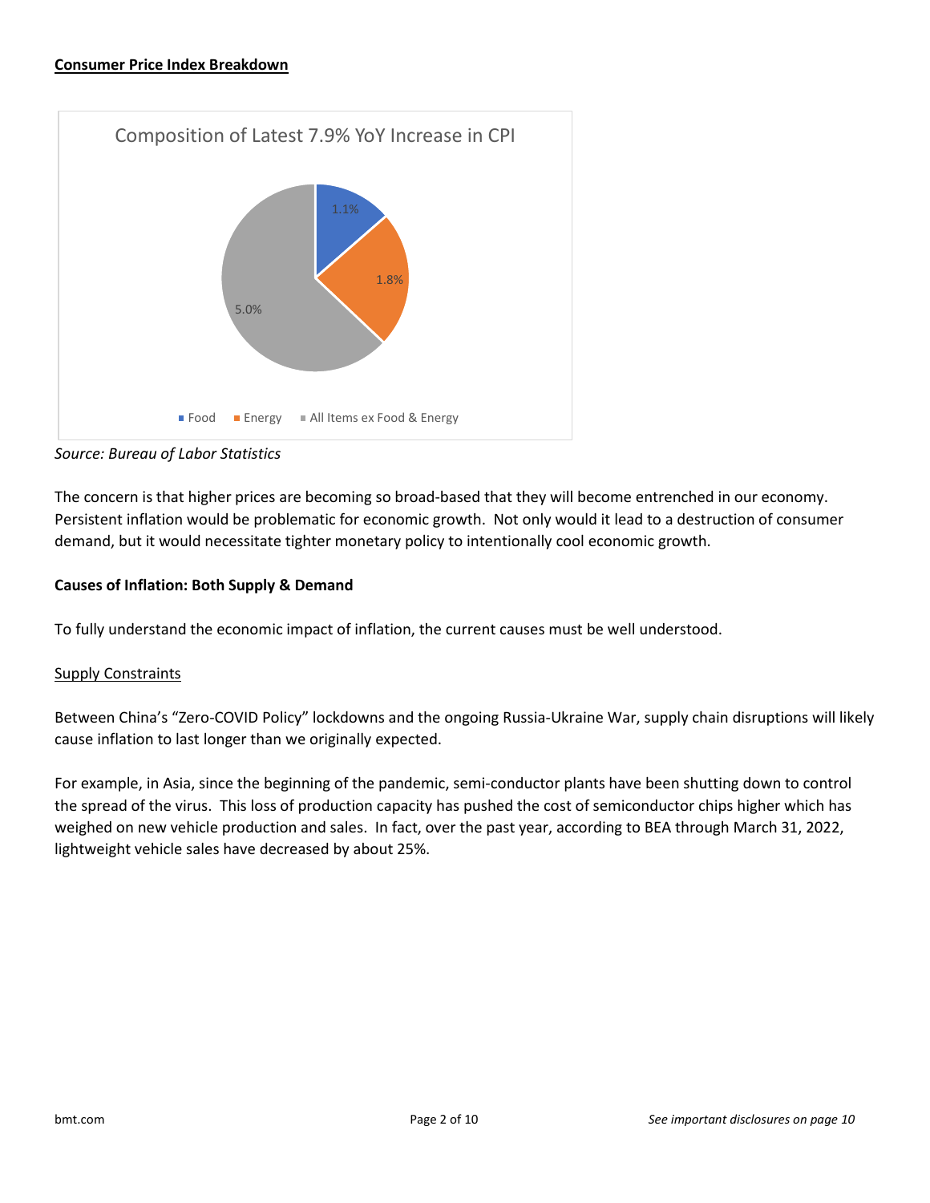**<u>Consumer Price Index Breakdown</u>**

Composition of Latest 7.9% YoY Increase in CPI

- Food: 1.1%
- Energy: 1.8%
- All Items ex Food & Energy: 5.0%

*Source: Bureau of Labor Statistics*

The concern is that higher prices are becoming so broad-based that they will become entrenched in our economy. Persistent inflation would be problematic for economic growth. Not only would it lead to a destruction of consumer demand, but it would necessitate tighter monetary policy to intentionally cool economic growth.

**Causes of Inflation: Both Supply & Demand**

To fully understand the economic impact of inflation, the current causes must be well understood.

<u>Supply Constraints</u>

Between China's "Zero-COVID Policy" lockdowns and the ongoing Russia-Ukraine War, supply chain disruptions will likely cause inflation to last longer than we originally expected.

For example, in Asia, since the beginning of the pandemic, semi-conductor plants have been shutting down to control the spread of the virus. This loss of production capacity has pushed the cost of semiconductor chips higher which has weighed on new vehicle production and sales. In fact, over the past year, according to BEA through March 31, 2022, lightweight vehicle sales have decreased by about 25%.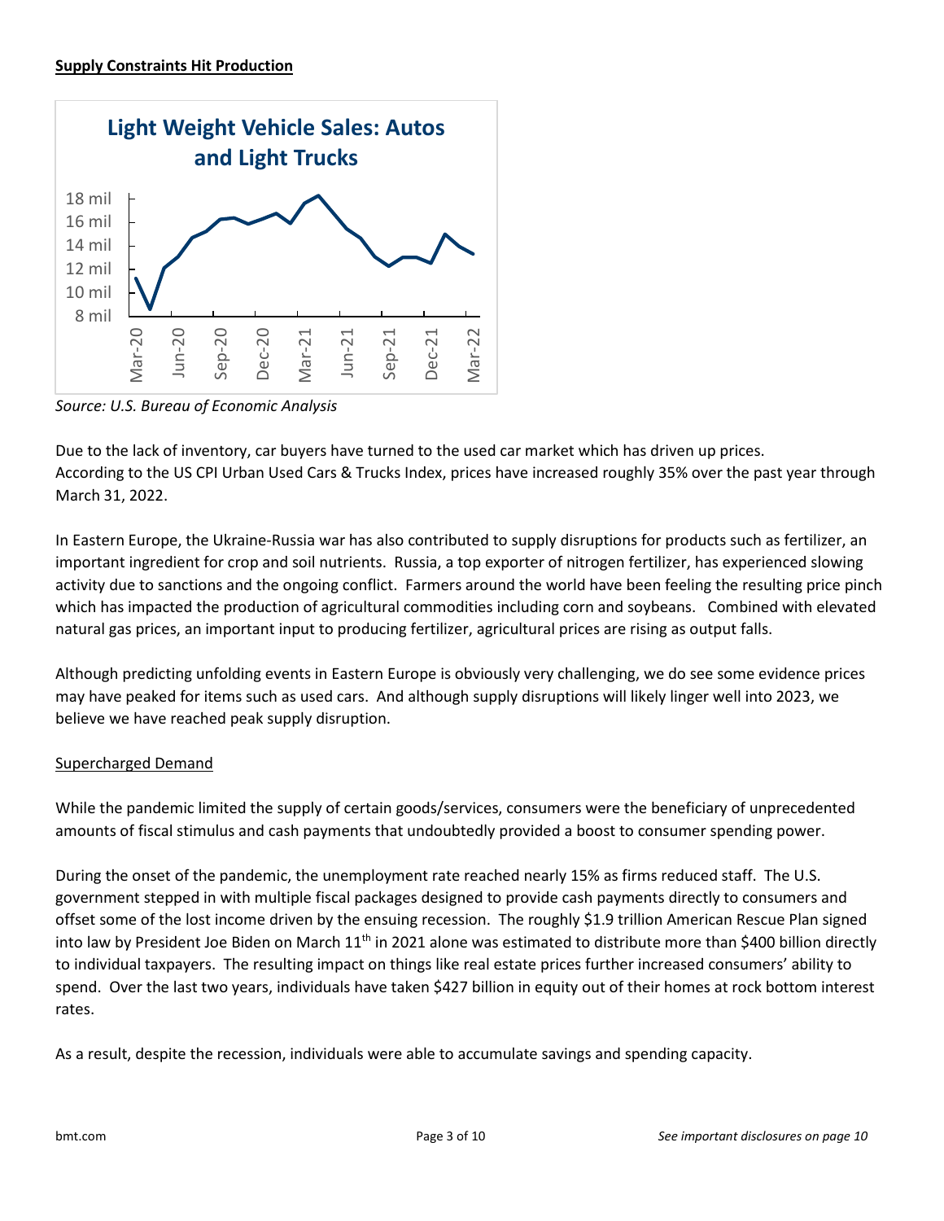**Supply Constraints Hit Production**

Light Weight Vehicle Sales: Autos and Light Trucks

*Source: U.S. Bureau of Economic Analysis*

Due to the lack of inventory, car buyers have turned to the used car market which has driven up prices. According to the US CPI Urban Used Cars & Trucks Index, prices have increased roughly 35% over the past year through March 31, 2022.

In Eastern Europe, the Ukraine-Russia war has also contributed to supply disruptions for products such as fertilizer, an important ingredient for crop and soil nutrients. Russia, a top exporter of nitrogen fertilizer, has experienced slowing activity due to sanctions and the ongoing conflict. Farmers around the world have been feeling the resulting price pinch which has impacted the production of agricultural commodities including corn and soybeans. Combined with elevated natural gas prices, an important input to producing fertilizer, agricultural prices are rising as output falls.

Although predicting unfolding events in Eastern Europe is obviously very challenging, we do see some evidence prices may have peaked for items such as used cars. And although supply disruptions will likely linger well into 2023, we believe we have reached peak supply disruption.

Supercharged Demand

While the pandemic limited the supply of certain goods/services, consumers were the beneficiary of unprecedented amounts of fiscal stimulus and cash payments that undoubtedly provided a boost to consumer spending power.

During the onset of the pandemic, the unemployment rate reached nearly 15% as firms reduced staff. The U.S. government stepped in with multiple fiscal packages designed to provide cash payments directly to consumers and offset some of the lost income driven by the ensuing recession. The roughly $1.9 trillion American Rescue Plan signed into law by President Joe Biden on March 11th in 2021 alone was estimated to distribute more than $400 billion directly to individual taxpayers. The resulting impact on things like real estate prices further increased consumers' ability to spend. Over the last two years, individuals have taken $427 billion in equity out of their homes at rock bottom interest rates.

As a result, despite the recession, individuals were able to accumulate savings and spending capacity.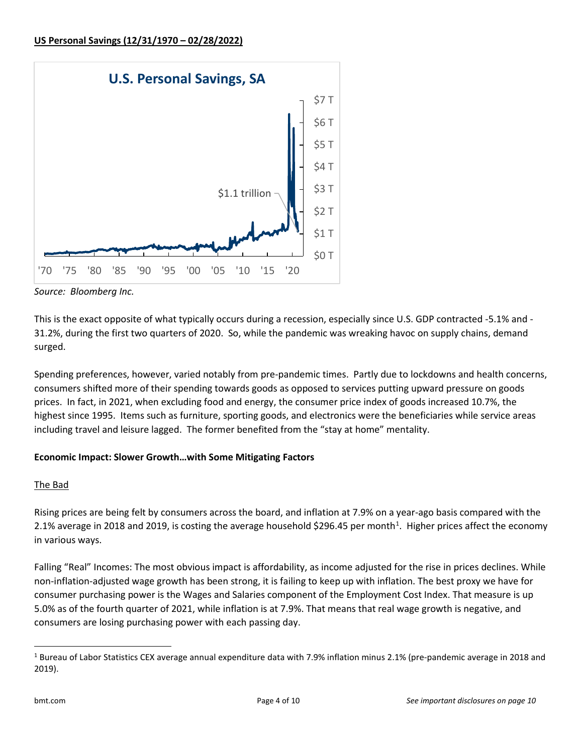**US Personal Savings (12/31/1970 – 02/28/2022)**

*Source: Bloomberg Inc.*

This is the exact opposite of what typically occurs during a recession, especially since U.S. GDP contracted -5.1% and -31.2%, during the first two quarters of 2020. So, while the pandemic was wreaking havoc on supply chains, demand surged.

Spending preferences, however, varied notably from pre-pandemic times. Partly due to lockdowns and health concerns, consumers shifted more of their spending towards goods as opposed to services putting upward pressure on goods prices. In fact, in 2021, when excluding food and energy, the consumer price index of goods increased 10.7%, the highest since 1995. Items such as furniture, sporting goods, and electronics were the beneficiaries while service areas including travel and leisure lagged. The former benefited from the "stay at home" mentality.

**Economic Impact: Slower Growth…with Some Mitigating Factors**

The Bad

Rising prices are being felt by consumers across the board, and inflation at 7.9% on a year-ago basis compared with the 2.1% average in 2018 and 2019, is costing the average household $296.45 per month[1]. Higher prices affect the economy in various ways.

Falling "Real" Incomes: The most obvious impact is affordability, as income adjusted for the rise in prices declines. While non-inflation-adjusted wage growth has been strong, it is failing to keep up with inflation. The best proxy we have for consumer purchasing power is the Wages and Salaries component of the Employment Cost Index. That measure is up 5.0% as of the fourth quarter of 2021, while inflation is at 7.9%. That means that real wage growth is negative, and consumers are losing purchasing power with each passing day.

[1] Bureau of Labor Statistics CEX average annual expenditure data with 7.9% inflation minus 2.1% (pre-pandemic average in 2018 and 2019).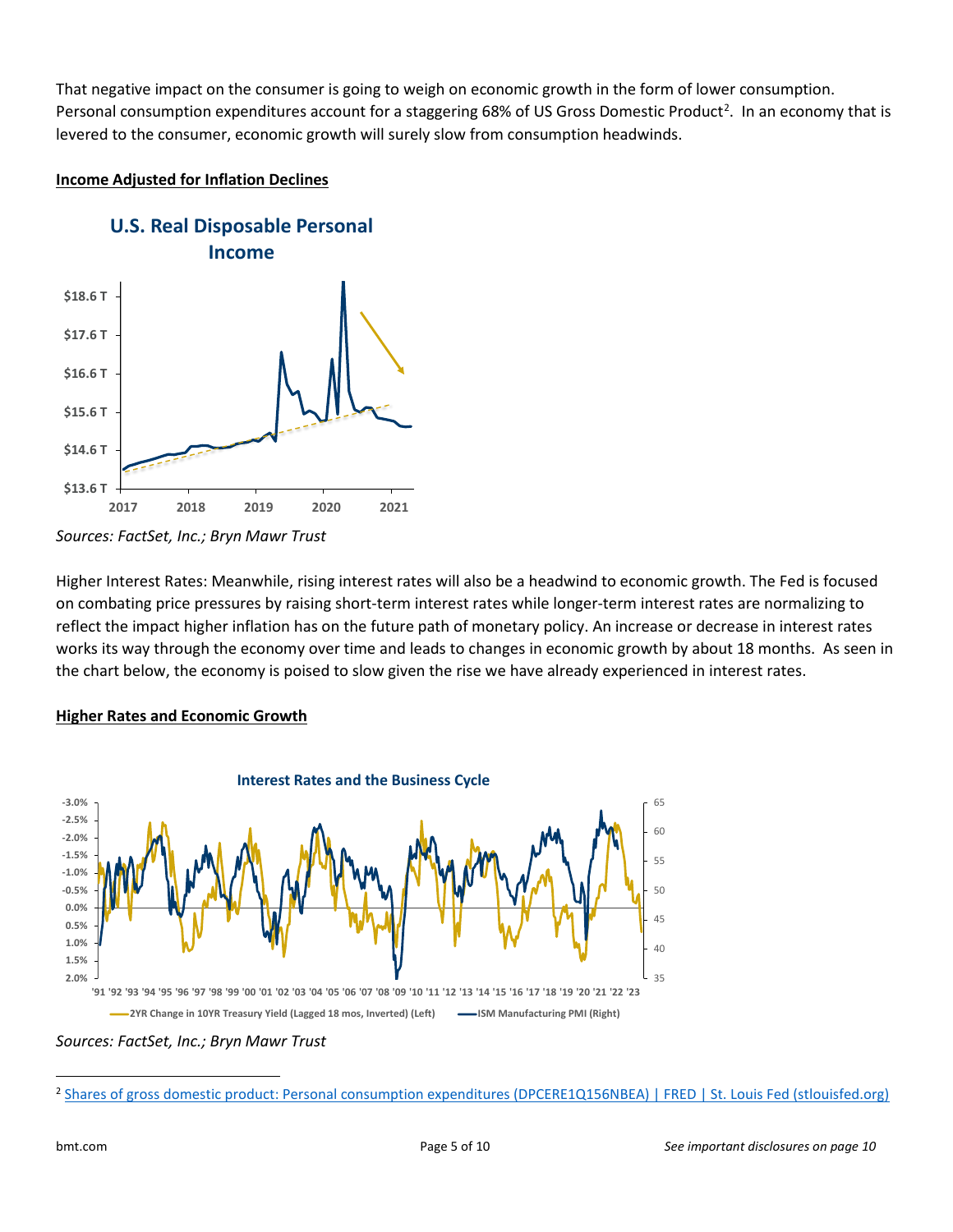That negative impact on the consumer is going to weigh on economic growth in the form of lower consumption. Personal consumption expenditures account for a staggering 68% of US Gross Domestic Product[2]. In an economy that is levered to the consumer, economic growth will surely slow from consumption headwinds.

**Income Adjusted for Inflation Declines**

*Sources: FactSet, Inc.; Bryn Mawr Trust*

Higher Interest Rates: Meanwhile, rising interest rates will also be a headwind to economic growth. The Fed is focused on combating price pressures by raising short-term interest rates while longer-term interest rates are normalizing to reflect the impact higher inflation has on the future path of monetary policy. An increase or decrease in interest rates works its way through the economy over time and leads to changes in economic growth by about 18 months. As seen in the chart below, the economy is poised to slow given the rise we have already experienced in interest rates.

**Higher Rates and Economic Growth**

*Sources: FactSet, Inc.; Bryn Mawr Trust*

---

[2] Shares of gross domestic product: Personal consumption expenditures (DPCERE1Q156NBEA) | FRED | St. Louis Fed (stlouisfed.org)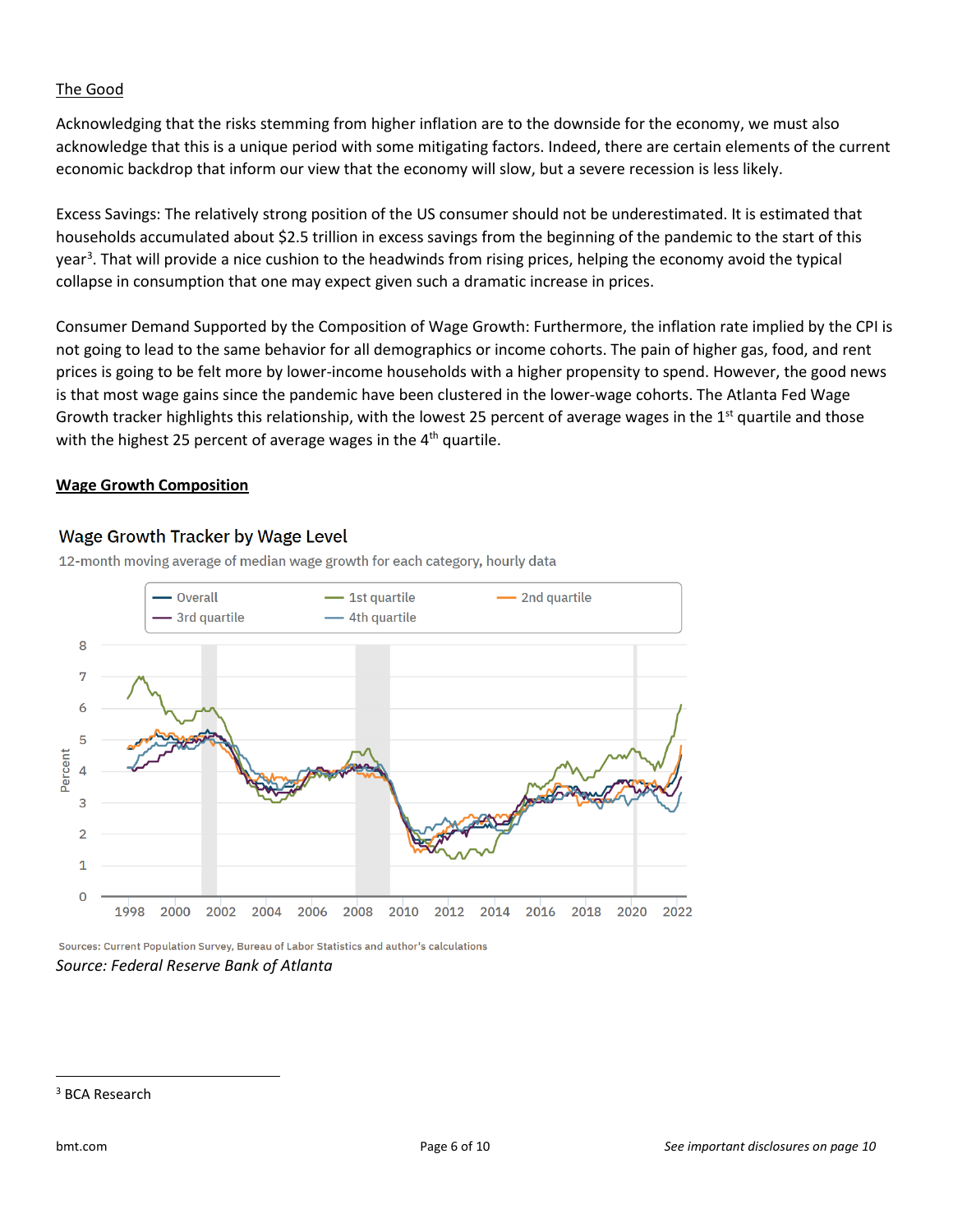The Good

Acknowledging that the risks stemming from higher inflation are to the downside for the economy, we must also acknowledge that this is a unique period with some mitigating factors. Indeed, there are certain elements of the current economic backdrop that inform our view that the economy will slow, but a severe recession is less likely.

Excess Savings: The relatively strong position of the US consumer should not be underestimated. It is estimated that households accumulated about $2.5 trillion in excess savings from the beginning of the pandemic to the start of this year[3]. That will provide a nice cushion to the headwinds from rising prices, helping the economy avoid the typical collapse in consumption that one may expect given such a dramatic increase in prices.

Consumer Demand Supported by the Composition of Wage Growth: Furthermore, the inflation rate implied by the CPI is not going to lead to the same behavior for all demographics or income cohorts. The pain of higher gas, food, and rent prices is going to be felt more by lower-income households with a higher propensity to spend. However, the good news is that most wage gains since the pandemic have been clustered in the lower-wage cohorts. The Atlanta Fed Wage Growth tracker highlights this relationship, with the lowest 25 percent of average wages in the 1st quartile and those with the highest 25 percent of average wages in the 4th quartile.

**Wage Growth Composition**

Wage Growth Tracker by Wage Level

12-month moving average of median wage growth for each category, hourly data

Sources: Current Population Survey, Bureau of Labor Statistics and author's calculations

*Source: Federal Reserve Bank of Atlanta*

[3] BCA Research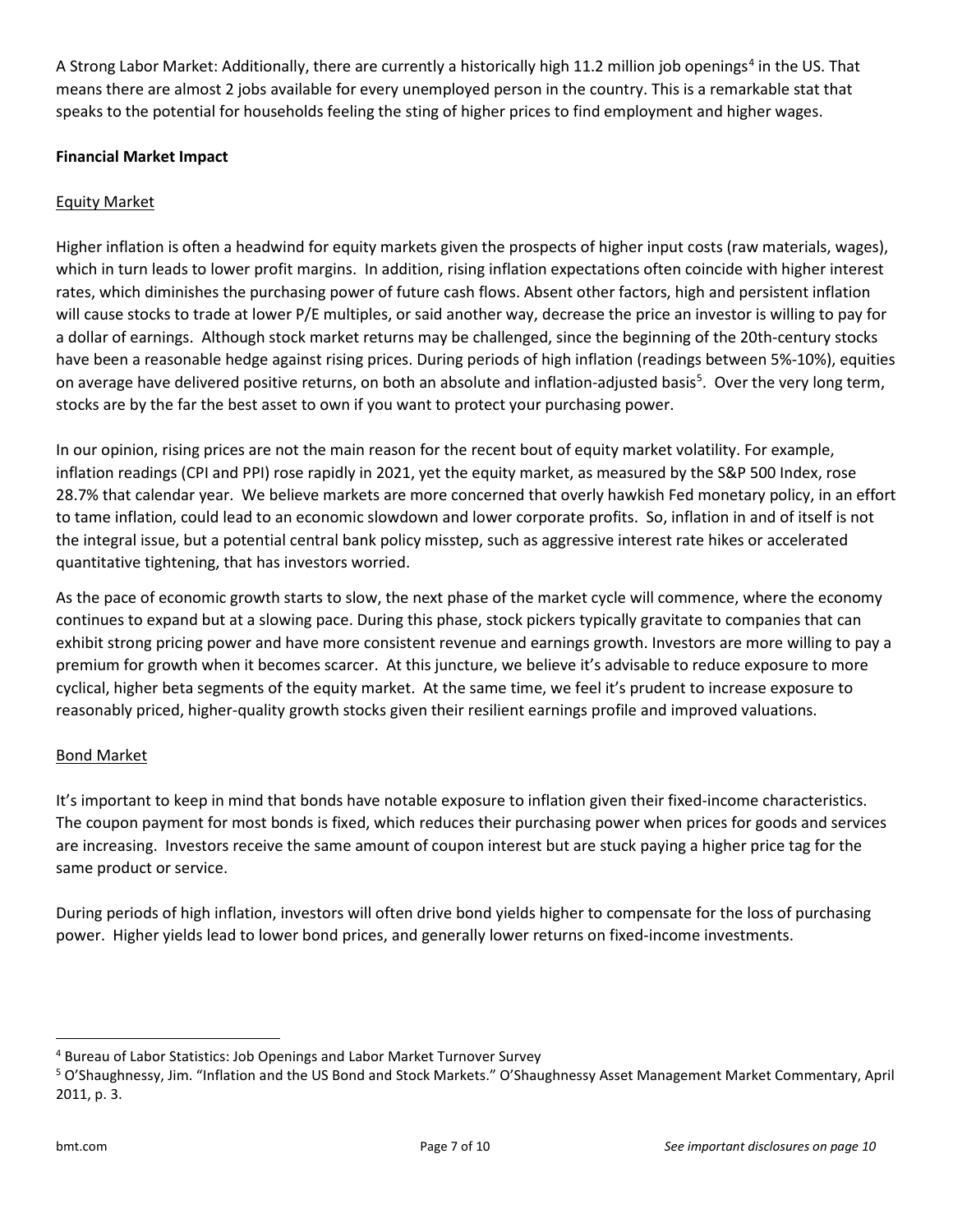A Strong Labor Market: Additionally, there are currently a historically high 11.2 million job openings[4] in the US. That means there are almost 2 jobs available for every unemployed person in the country. This is a remarkable stat that speaks to the potential for households feeling the sting of higher prices to find employment and higher wages.

**Financial Market Impact**

Equity Market

Higher inflation is often a headwind for equity markets given the prospects of higher input costs (raw materials, wages), which in turn leads to lower profit margins. In addition, rising inflation expectations often coincide with higher interest rates, which diminishes the purchasing power of future cash flows. Absent other factors, high and persistent inflation will cause stocks to trade at lower P/E multiples, or said another way, decrease the price an investor is willing to pay for a dollar of earnings. Although stock market returns may be challenged, since the beginning of the 20th-century stocks have been a reasonable hedge against rising prices. During periods of high inflation (readings between 5%-10%), equities on average have delivered positive returns, on both an absolute and inflation-adjusted basis[5]. Over the very long term, stocks are by the far the best asset to own if you want to protect your purchasing power.

In our opinion, rising prices are not the main reason for the recent bout of equity market volatility. For example, inflation readings (CPI and PPI) rose rapidly in 2021, yet the equity market, as measured by the S&P 500 Index, rose 28.7% that calendar year. We believe markets are more concerned that overly hawkish Fed monetary policy, in an effort to tame inflation, could lead to an economic slowdown and lower corporate profits. So, inflation in and of itself is not the integral issue, but a potential central bank policy misstep, such as aggressive interest rate hikes or accelerated quantitative tightening, that has investors worried.

As the pace of economic growth starts to slow, the next phase of the market cycle will commence, where the economy continues to expand but at a slowing pace. During this phase, stock pickers typically gravitate to companies that can exhibit strong pricing power and have more consistent revenue and earnings growth. Investors are more willing to pay a premium for growth when it becomes scarcer. At this juncture, we believe it's advisable to reduce exposure to more cyclical, higher beta segments of the equity market. At the same time, we feel it's prudent to increase exposure to reasonably priced, higher-quality growth stocks given their resilient earnings profile and improved valuations.

Bond Market

It's important to keep in mind that bonds have notable exposure to inflation given their fixed-income characteristics. The coupon payment for most bonds is fixed, which reduces their purchasing power when prices for goods and services are increasing. Investors receive the same amount of coupon interest but are stuck paying a higher price tag for the same product or service.

During periods of high inflation, investors will often drive bond yields higher to compensate for the loss of purchasing power. Higher yields lead to lower bond prices, and generally lower returns on fixed-income investments.

[4] Bureau of Labor Statistics: Job Openings and Labor Market Turnover Survey

[5] O'Shaughnessy, Jim. "Inflation and the US Bond and Stock Markets." O'Shaughnessy Asset Management Market Commentary, April 2011, p. 3.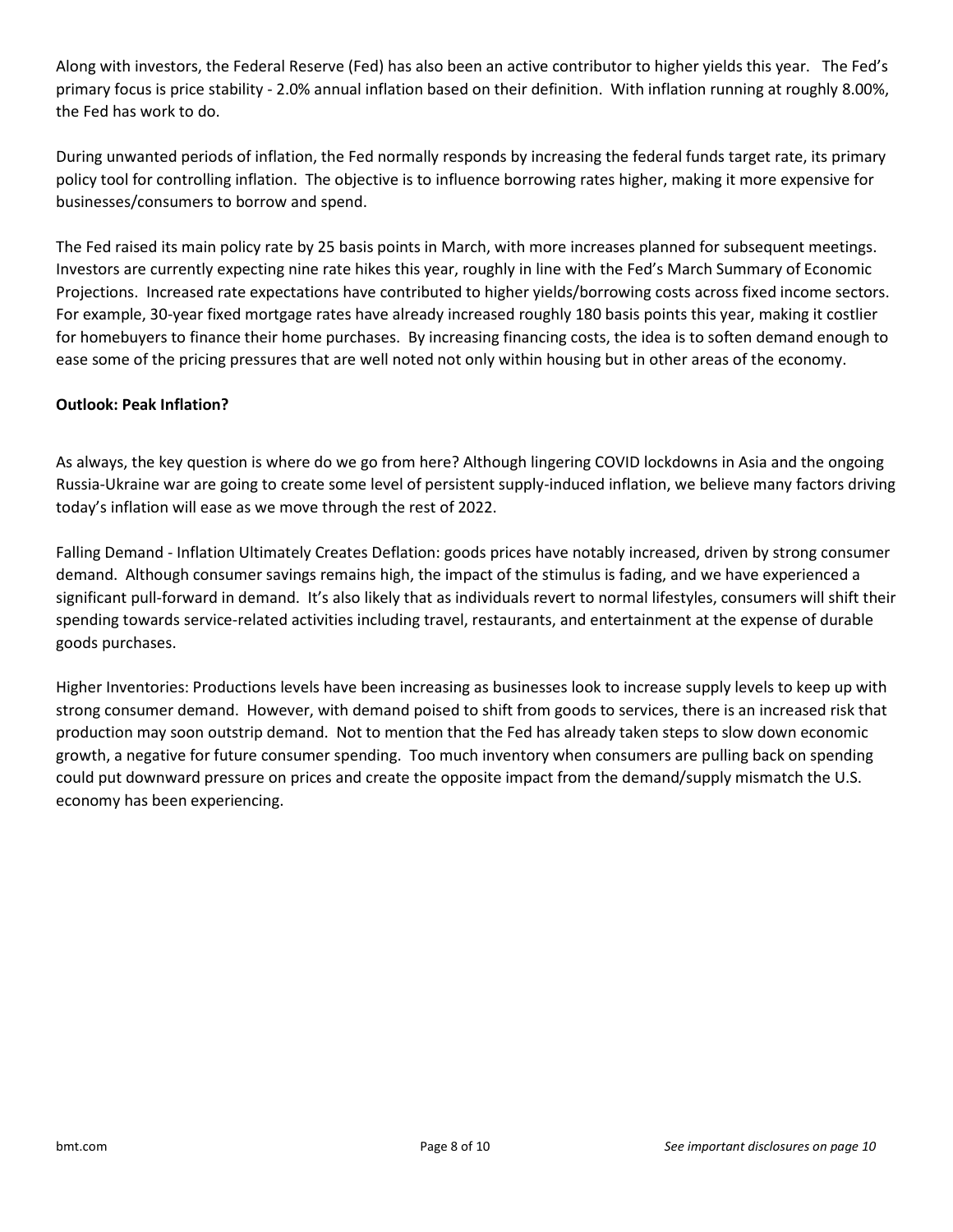Along with investors, the Federal Reserve (Fed) has also been an active contributor to higher yields this year. The Fed's primary focus is price stability - 2.0% annual inflation based on their definition. With inflation running at roughly 8.00%, the Fed has work to do.

During unwanted periods of inflation, the Fed normally responds by increasing the federal funds target rate, its primary policy tool for controlling inflation. The objective is to influence borrowing rates higher, making it more expensive for businesses/consumers to borrow and spend.

The Fed raised its main policy rate by 25 basis points in March, with more increases planned for subsequent meetings. Investors are currently expecting nine rate hikes this year, roughly in line with the Fed's March Summary of Economic Projections. Increased rate expectations have contributed to higher yields/borrowing costs across fixed income sectors. For example, 30-year fixed mortgage rates have already increased roughly 180 basis points this year, making it costlier for homebuyers to finance their home purchases. By increasing financing costs, the idea is to soften demand enough to ease some of the pricing pressures that are well noted not only within housing but in other areas of the economy.

**Outlook: Peak Inflation?**

As always, the key question is where do we go from here? Although lingering COVID lockdowns in Asia and the ongoing Russia-Ukraine war are going to create some level of persistent supply-induced inflation, we believe many factors driving today's inflation will ease as we move through the rest of 2022.

Falling Demand - Inflation Ultimately Creates Deflation: goods prices have notably increased, driven by strong consumer demand. Although consumer savings remains high, the impact of the stimulus is fading, and we have experienced a significant pull-forward in demand. It's also likely that as individuals revert to normal lifestyles, consumers will shift their spending towards service-related activities including travel, restaurants, and entertainment at the expense of durable goods purchases.

Higher Inventories: Productions levels have been increasing as businesses look to increase supply levels to keep up with strong consumer demand. However, with demand poised to shift from goods to services, there is an increased risk that production may soon outstrip demand. Not to mention that the Fed has already taken steps to slow down economic growth, a negative for future consumer spending. Too much inventory when consumers are pulling back on spending could put downward pressure on prices and create the opposite impact from the demand/supply mismatch the U.S. economy has been experiencing.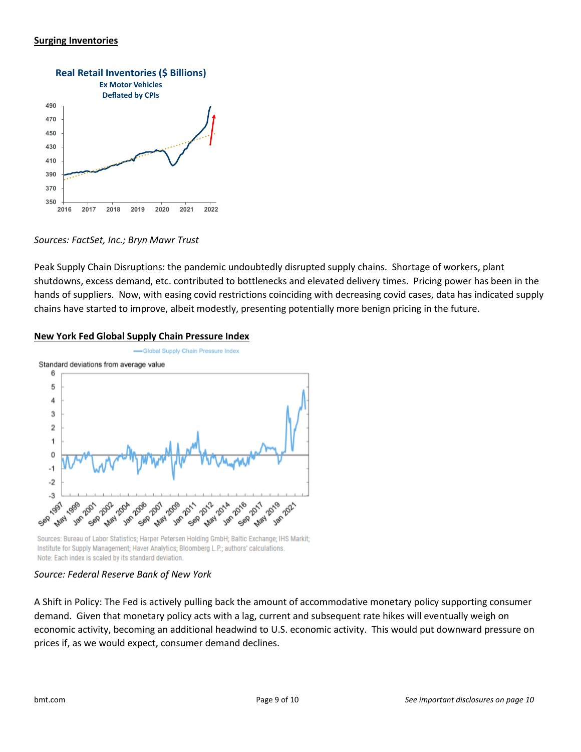**Surging Inventories**

*Sources: FactSet, Inc.; Bryn Mawr Trust*

Peak Supply Chain Disruptions: the pandemic undoubtedly disrupted supply chains. Shortage of workers, plant shutdowns, excess demand, etc. contributed to bottlenecks and elevated delivery times. Pricing power has been in the hands of suppliers. Now, with easing covid restrictions coinciding with decreasing covid cases, data has indicated supply chains have started to improve, albeit modestly, presenting potentially more benign pricing in the future.

**New York Fed Global Supply Chain Pressure Index**

*Source: Federal Reserve Bank of New York*

A Shift in Policy: The Fed is actively pulling back the amount of accommodative monetary policy supporting consumer demand. Given that monetary policy acts with a lag, current and subsequent rate hikes will eventually weigh on economic activity, becoming an additional headwind to U.S. economic activity. This would put downward pressure on prices if, as we would expect, consumer demand declines.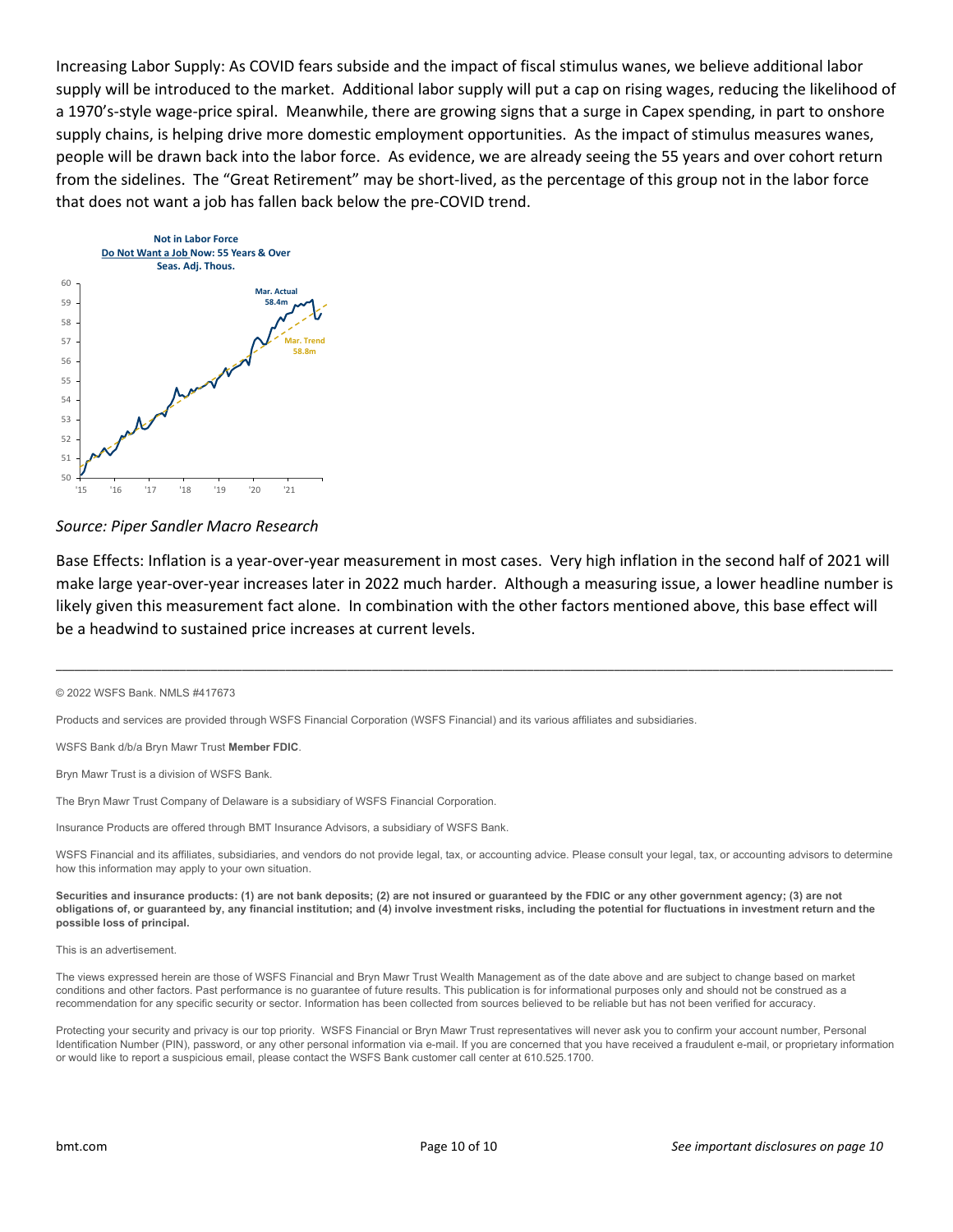Increasing Labor Supply: As COVID fears subside and the impact of fiscal stimulus wanes, we believe additional labor supply will be introduced to the market. Additional labor supply will put a cap on rising wages, reducing the likelihood of a 1970's-style wage-price spiral. Meanwhile, there are growing signs that a surge in Capex spending, in part to onshore supply chains, is helping drive more domestic employment opportunities. As the impact of stimulus measures wanes, people will be drawn back into the labor force. As evidence, we are already seeing the 55 years and over cohort return from the sidelines. The "Great Retirement" may be short-lived, as the percentage of this group not in the labor force that does not want a job has fallen back below the pre-COVID trend.

Not in Labor Force
Do Not Want a Job Now: 55 Years & Over
Seas. Adj. Thous.

60
59
58
57
56
55
54
53
52
51
50

'15 '16 '17 '18 '19 '20 '21

Mar. Actual
58.4m

Mar. Trend
58.8m

*Source: Piper Sandler Macro Research*

Base Effects: Inflation is a year-over-year measurement in most cases. Very high inflation in the second half of 2021 will make large year-over-year increases later in 2022 much harder. Although a measuring issue, a lower headline number is likely given this measurement fact alone. In combination with the other factors mentioned above, this base effect will be a headwind to sustained price increases at current levels.

---

© 2022 WSFS Bank. NMLS #417673

Products and services are provided through WSFS Financial Corporation (WSFS Financial) and its various affiliates and subsidiaries.

WSFS Bank d/b/a Bryn Mawr Trust **Member FDIC**.

Bryn Mawr Trust is a division of WSFS Bank.

The Bryn Mawr Trust Company of Delaware is a subsidiary of WSFS Financial Corporation.

Insurance Products are offered through BMT Insurance Advisors, a subsidiary of WSFS Bank.

WSFS Financial and its affiliates, subsidiaries, and vendors do not provide legal, tax, or accounting advice. Please consult your legal, tax, or accounting advisors to determine how this information may apply to your own situation.

**Securities and insurance products: (1) are not bank deposits; (2) are not insured or guaranteed by the FDIC or any other government agency; (3) are not obligations of, or guaranteed by, any financial institution; and (4) involve investment risks, including the potential for fluctuations in investment return and the possible loss of principal.**

This is an advertisement.

The views expressed herein are those of WSFS Financial and Bryn Mawr Trust Wealth Management as of the date above and are subject to change based on market conditions and other factors. Past performance is no guarantee of future results. This publication is for informational purposes only and should not be construed as a recommendation for any specific security or sector. Information has been collected from sources believed to be reliable but has not been verified for accuracy.

Protecting your security and privacy is our top priority. WSFS Financial or Bryn Mawr Trust representatives will never ask you to confirm your account number, Personal Identification Number (PIN), password, or any other personal information via e-mail. If you are concerned that you have received a fraudulent e-mail, or proprietary information or would like to report a suspicious email, please contact the WSFS Bank customer call center at 610.525.1700.